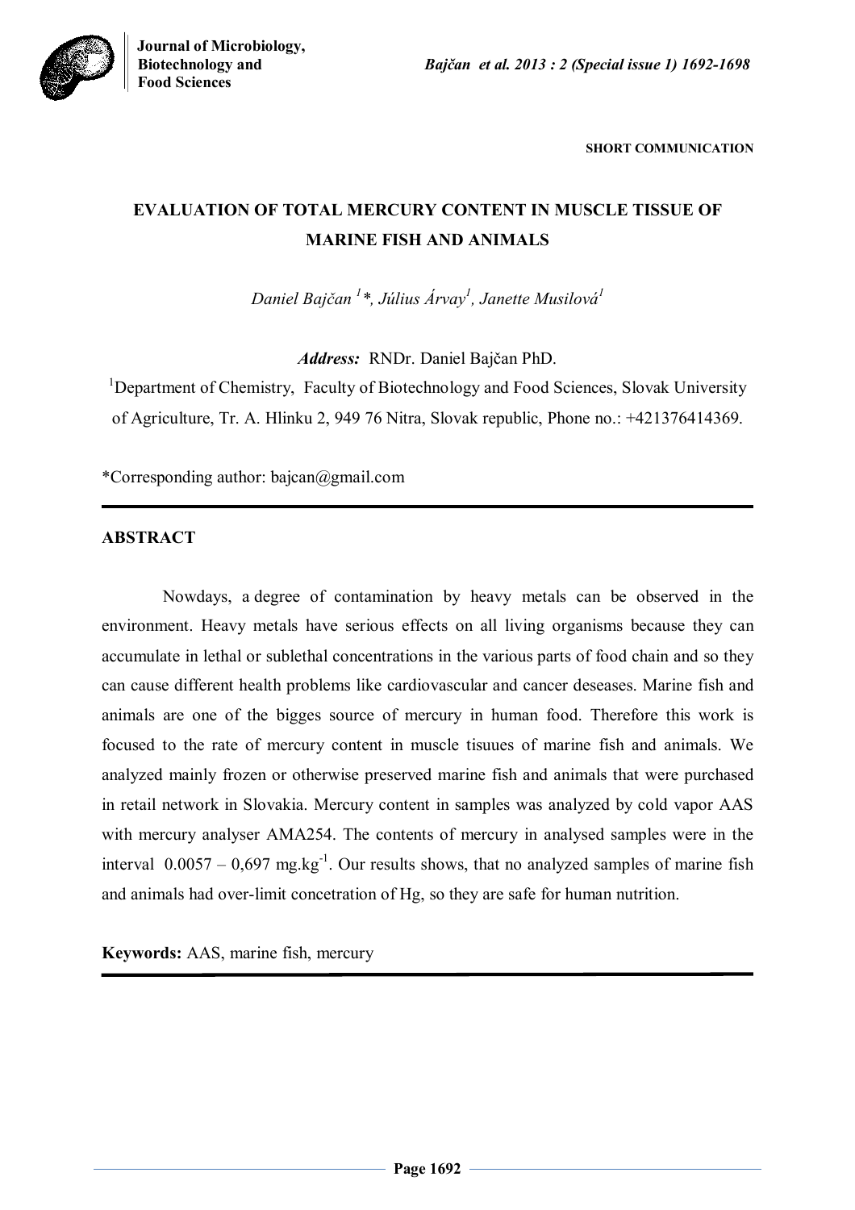SHORT COMMUNICATION

# EVALUATION OF TOTAL MERCURY CONTENT IN MUSCLE TISSUE OF MARINE FISH AND ANIMALS

*Daniel Bajčan [1]\*, Július Árvay[1], Janette Musilová[1]*

***Address:*** RNDr. Daniel Bajčan PhD.

[1]Department of Chemistry, Faculty of Biotechnology and Food Sciences, Slovak University of Agriculture, Tr. A. Hlinku 2, 949 76 Nitra, Slovak republic, Phone no.: +421376414369.

\*Corresponding author: bajcan@gmail.com

## ABSTRACT

Nowdays, a degree of contamination by heavy metals can be observed in the environment. Heavy metals have serious effects on all living organisms because they can accumulate in lethal or sublethal concentrations in the various parts of food chain and so they can cause different health problems like cardiovascular and cancer deseases. Marine fish and animals are one of the bigges source of mercury in human food. Therefore this work is focused to the rate of mercury content in muscle tisuues of marine fish and animals. We analyzed mainly frozen or otherwise preserved marine fish and animals that were purchased in retail network in Slovakia. Mercury content in samples was analyzed by cold vapor AAS with mercury analyser AMA254. The contents of mercury in analysed samples were in the interval 0.0057 – 0,697 mg.kg$^{-1}$. Our results shows, that no analyzed samples of marine fish and animals had over-limit concetration of Hg, so they are safe for human nutrition.

**Keywords:** AAS, marine fish, mercury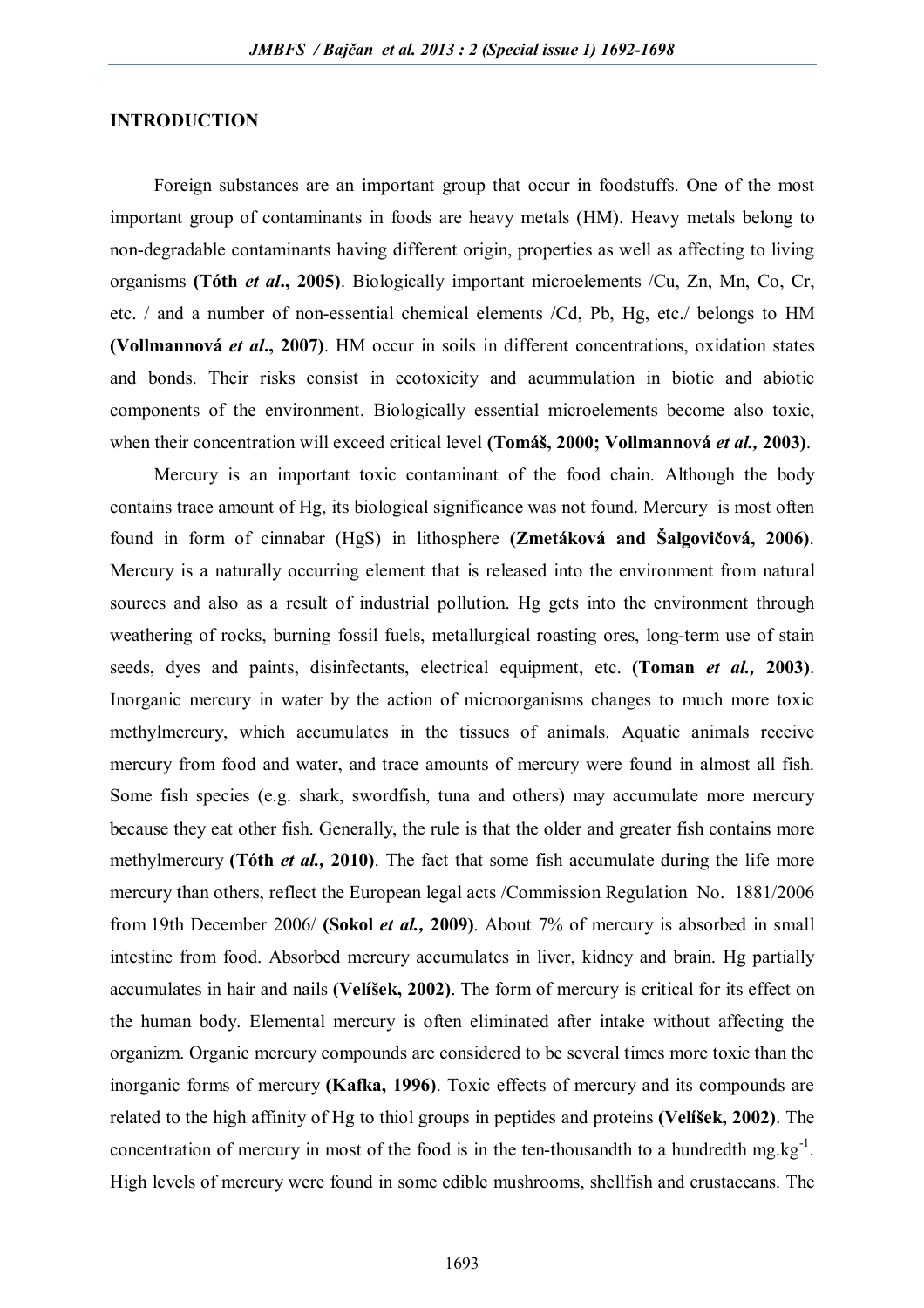## INTRODUCTION

Foreign substances are an important group that occur in foodstuffs. One of the most important group of contaminants in foods are heavy metals (HM). Heavy metals belong to non-degradable contaminants having different origin, properties as well as affecting to living organisms **(Tóth *et al*., 2005)**. Biologically important microelements /Cu, Zn, Mn, Co, Cr, etc. / and a number of non-essential chemical elements /Cd, Pb, Hg, etc./ belongs to HM **(Vollmannová *et al*., 2007)**. HM occur in soils in different concentrations, oxidation states and bonds. Their risks consist in ecotoxicity and acummulation in biotic and abiotic components of the environment. Biologically essential microelements become also toxic, when their concentration will exceed critical level **(Tomáš, 2000; Vollmannová *et al.,* 2003)**.

Mercury is an important toxic contaminant of the food chain. Although the body contains trace amount of Hg, its biological significance was not found. Mercury is most often found in form of cinnabar (HgS) in lithosphere **(Zmetáková and Šalgovičová, 2006)**. Mercury is a naturally occurring element that is released into the environment from natural sources and also as a result of industrial pollution. Hg gets into the environment through weathering of rocks, burning fossil fuels, metallurgical roasting ores, long-term use of stain seeds, dyes and paints, disinfectants, electrical equipment, etc. **(Toman *et al.,* 2003)**. Inorganic mercury in water by the action of microorganisms changes to much more toxic methylmercury, which accumulates in the tissues of animals. Aquatic animals receive mercury from food and water, and trace amounts of mercury were found in almost all fish. Some fish species (e.g. shark, swordfish, tuna and others) may accumulate more mercury because they eat other fish. Generally, the rule is that the older and greater fish contains more methylmercury **(Tóth *et al.,* 2010)**. The fact that some fish accumulate during the life more mercury than others, reflect the European legal acts /Commission Regulation No. 1881/2006 from 19th December 2006/ **(Sokol *et al.,* 2009)**. About 7% of mercury is absorbed in small intestine from food. Absorbed mercury accumulates in liver, kidney and brain. Hg partially accumulates in hair and nails **(Velíšek, 2002)**. The form of mercury is critical for its effect on the human body. Elemental mercury is often eliminated after intake without affecting the organizm. Organic mercury compounds are considered to be several times more toxic than the inorganic forms of mercury **(Kafka, 1996)**. Toxic effects of mercury and its compounds are related to the high affinity of Hg to thiol groups in peptides and proteins **(Velíšek, 2002)**. The concentration of mercury in most of the food is in the ten-thousandth to a hundredth mg.kg$^{-1}$. High levels of mercury were found in some edible mushrooms, shellfish and crustaceans. The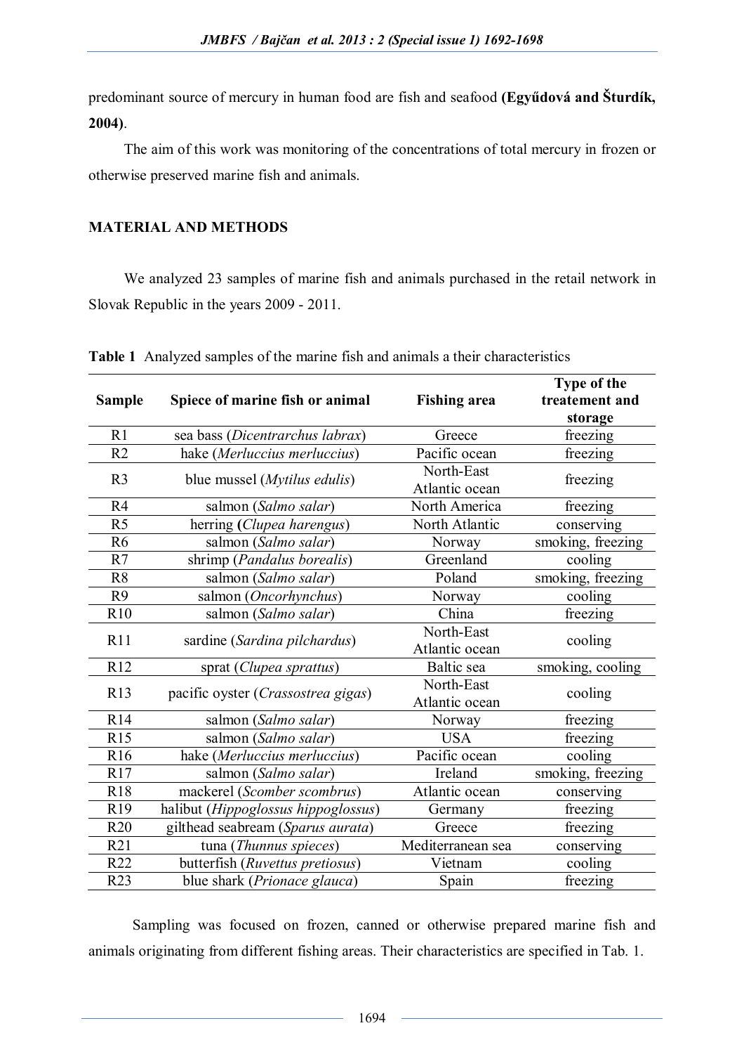predominant source of mercury in human food are fish and seafood **(Egyűdová and Šturdík, 2004)**.

The aim of this work was monitoring of the concentrations of total mercury in frozen or otherwise preserved marine fish and animals.

## MATERIAL AND METHODS

We analyzed 23 samples of marine fish and animals purchased in the retail network in Slovak Republic in the years 2009 - 2011.

**Table 1** Analyzed samples of the marine fish and animals a their characteristics

| Sample | Spiece of marine fish or animal | Fishing area | Type of the treatement and storage |
|---|---|---|---|
| R1 | sea bass (*Dicentrarchus labrax*) | Greece | freezing |
| R2 | hake (*Merluccius merluccius*) | Pacific ocean | freezing |
| R3 | blue mussel (*Mytilus edulis*) | North-East Atlantic ocean | freezing |
| R4 | salmon (*Salmo salar*) | North America | freezing |
| R5 | herring **(***Clupea harengus*) | North Atlantic | conserving |
| R6 | salmon (*Salmo salar*) | Norway | smoking, freezing |
| R7 | shrimp (*Pandalus borealis*) | Greenland | cooling |
| R8 | salmon (*Salmo salar*) | Poland | smoking, freezing |
| R9 | salmon (*Oncorhynchus*) | Norway | cooling |
| R10 | salmon (*Salmo salar*) | China | freezing |
| R11 | sardine (*Sardina pilchardus*) | North-East Atlantic ocean | cooling |
| R12 | sprat (*Clupea sprattus*) | Baltic sea | smoking, cooling |
| R13 | pacific oyster (*Crassostrea gigas*) | North-East Atlantic ocean | cooling |
| R14 | salmon (*Salmo salar*) | Norway | freezing |
| R15 | salmon (*Salmo salar*) | USA | freezing |
| R16 | hake (*Merluccius merluccius*) | Pacific ocean | cooling |
| R17 | salmon (*Salmo salar*) | Ireland | smoking, freezing |
| R18 | mackerel (*Scomber scombrus*) | Atlantic ocean | conserving |
| R19 | halibut (*Hippoglossus hippoglossus*) | Germany | freezing |
| R20 | gilthead seabream (*Sparus aurata*) | Greece | freezing |
| R21 | tuna (*Thunnus spieces*) | Mediterranean sea | conserving |
| R22 | butterfish (*Ruvettus pretiosus*) | Vietnam | cooling |
| R23 | blue shark (*Prionace glauca*) | Spain | freezing |

Sampling was focused on frozen, canned or otherwise prepared marine fish and animals originating from different fishing areas. Their characteristics are specified in Tab. 1.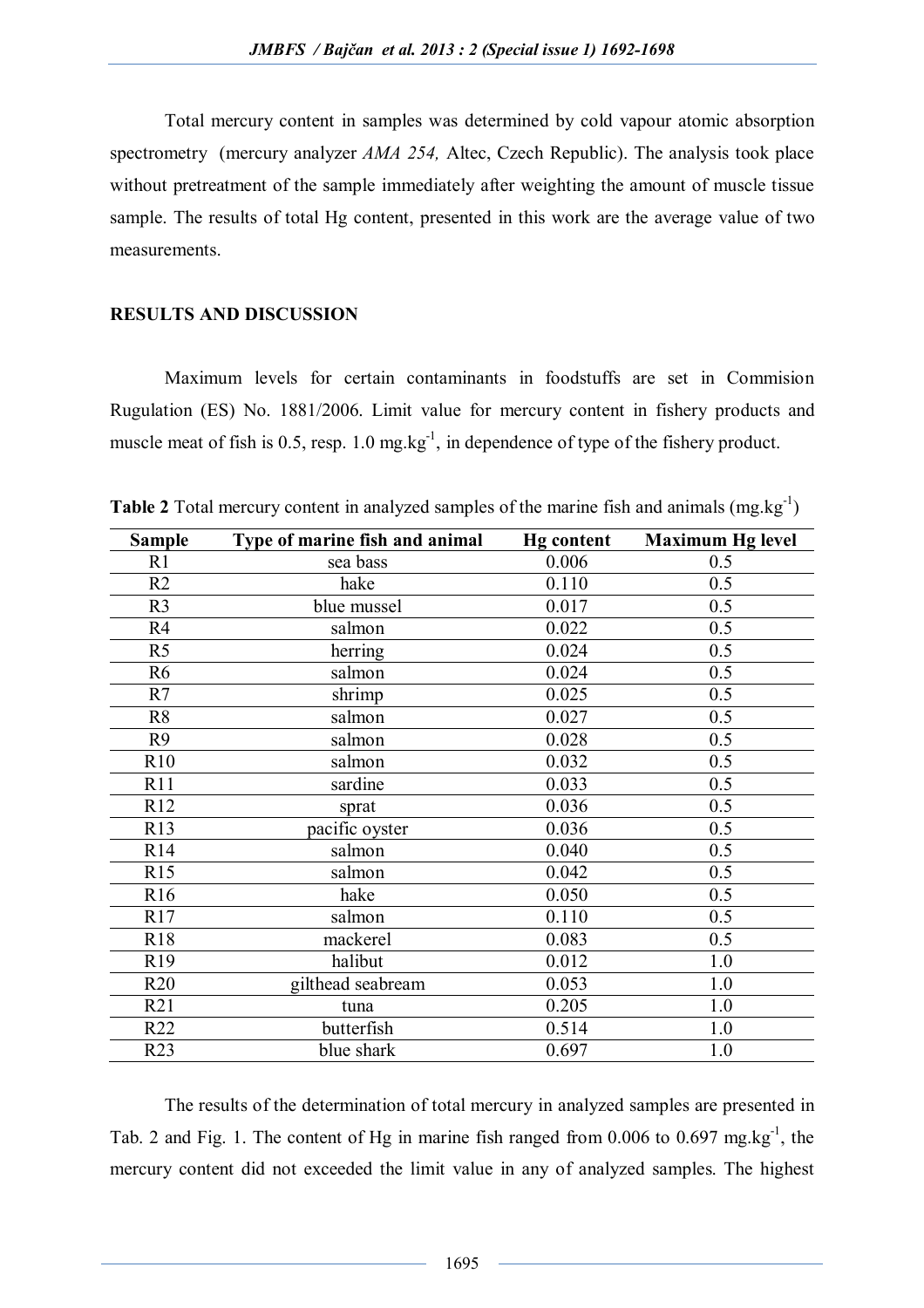Total mercury content in samples was determined by cold vapour atomic absorption spectrometry (mercury analyzer *AMA 254,* Altec, Czech Republic). The analysis took place without pretreatment of the sample immediately after weighting the amount of muscle tissue sample. The results of total Hg content, presented in this work are the average value of two measurements.

## RESULTS AND DISCUSSION

Maximum levels for certain contaminants in foodstuffs are set in Commision Rugulation (ES) No. 1881/2006. Limit value for mercury content in fishery products and muscle meat of fish is 0.5, resp. 1.0 mg.kg$^{-1}$, in dependence of type of the fishery product.

**Table 2** Total mercury content in analyzed samples of the marine fish and animals (mg.kg$^{-1}$)

| Sample | Type of marine fish and animal | Hg content | Maximum Hg level |
|---|---|---|---|
| R1 | sea bass | 0.006 | 0.5 |
| R2 | hake | 0.110 | 0.5 |
| R3 | blue mussel | 0.017 | 0.5 |
| R4 | salmon | 0.022 | 0.5 |
| R5 | herring | 0.024 | 0.5 |
| R6 | salmon | 0.024 | 0.5 |
| R7 | shrimp | 0.025 | 0.5 |
| R8 | salmon | 0.027 | 0.5 |
| R9 | salmon | 0.028 | 0.5 |
| R10 | salmon | 0.032 | 0.5 |
| R11 | sardine | 0.033 | 0.5 |
| R12 | sprat | 0.036 | 0.5 |
| R13 | pacific oyster | 0.036 | 0.5 |
| R14 | salmon | 0.040 | 0.5 |
| R15 | salmon | 0.042 | 0.5 |
| R16 | hake | 0.050 | 0.5 |
| R17 | salmon | 0.110 | 0.5 |
| R18 | mackerel | 0.083 | 0.5 |
| R19 | halibut | 0.012 | 1.0 |
| R20 | gilthead seabream | 0.053 | 1.0 |
| R21 | tuna | 0.205 | 1.0 |
| R22 | butterfish | 0.514 | 1.0 |
| R23 | blue shark | 0.697 | 1.0 |

The results of the determination of total mercury in analyzed samples are presented in Tab. 2 and Fig. 1. The content of Hg in marine fish ranged from 0.006 to 0.697 mg.kg$^{-1}$, the mercury content did not exceeded the limit value in any of analyzed samples. The highest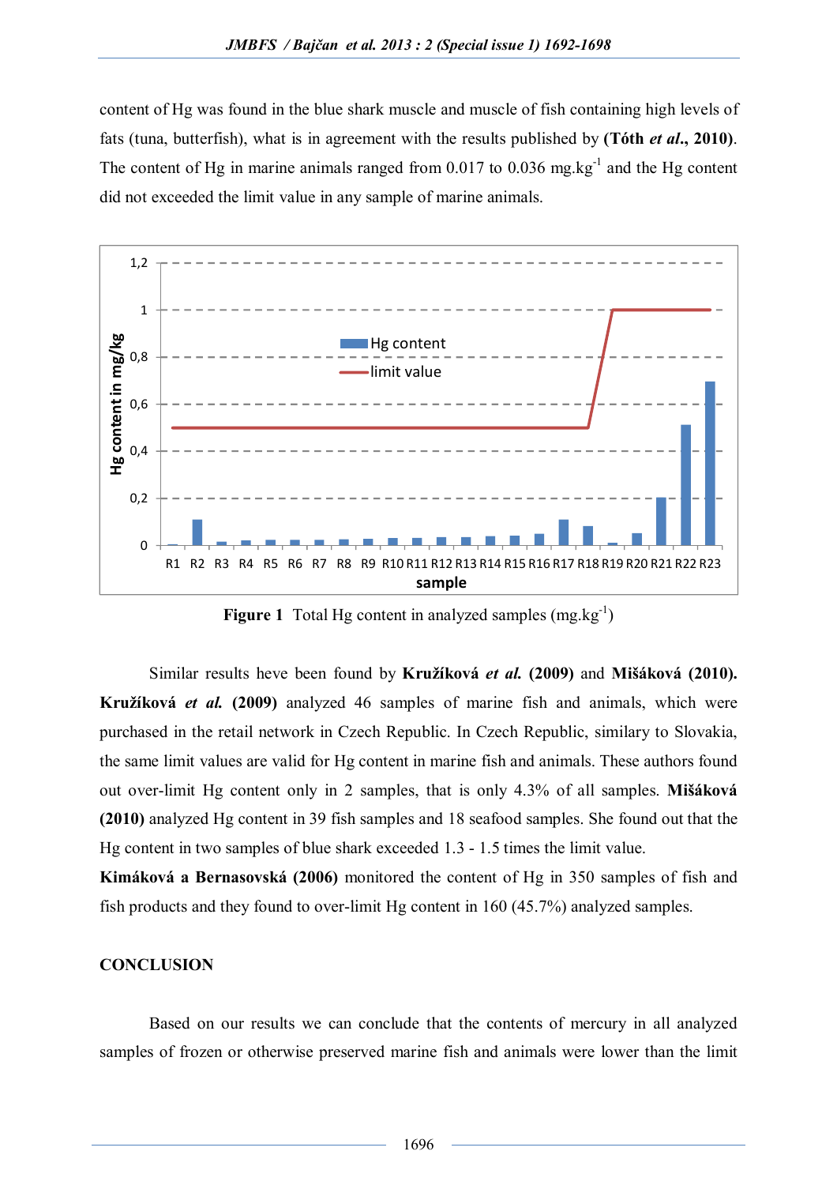content of Hg was found in the blue shark muscle and muscle of fish containing high levels of fats (tuna, butterfish), what is in agreement with the results published by **(Tóth *et al.*, 2010)**. The content of Hg in marine animals ranged from 0.017 to 0.036 mg.kg$^{-1}$ and the Hg content did not exceeded the limit value in any sample of marine animals.

**Figure 1** Total Hg content in analyzed samples (mg.kg$^{-1}$)

Similar results heve been found by **Kružíková *et al.* (2009)** and **Mišáková (2010). Kružíková *et al.* (2009)** analyzed 46 samples of marine fish and animals, which were purchased in the retail network in Czech Republic. In Czech Republic, similary to Slovakia, the same limit values are valid for Hg content in marine fish and animals. These authors found out over-limit Hg content only in 2 samples, that is only 4.3% of all samples. **Mišáková (2010)** analyzed Hg content in 39 fish samples and 18 seafood samples. She found out that the Hg content in two samples of blue shark exceeded 1.3 - 1.5 times the limit value.

**Kimáková a Bernasovská (2006)** monitored the content of Hg in 350 samples of fish and fish products and they found to over-limit Hg content in 160 (45.7%) analyzed samples.

## CONCLUSION

Based on our results we can conclude that the contents of mercury in all analyzed samples of frozen or otherwise preserved marine fish and animals were lower than the limit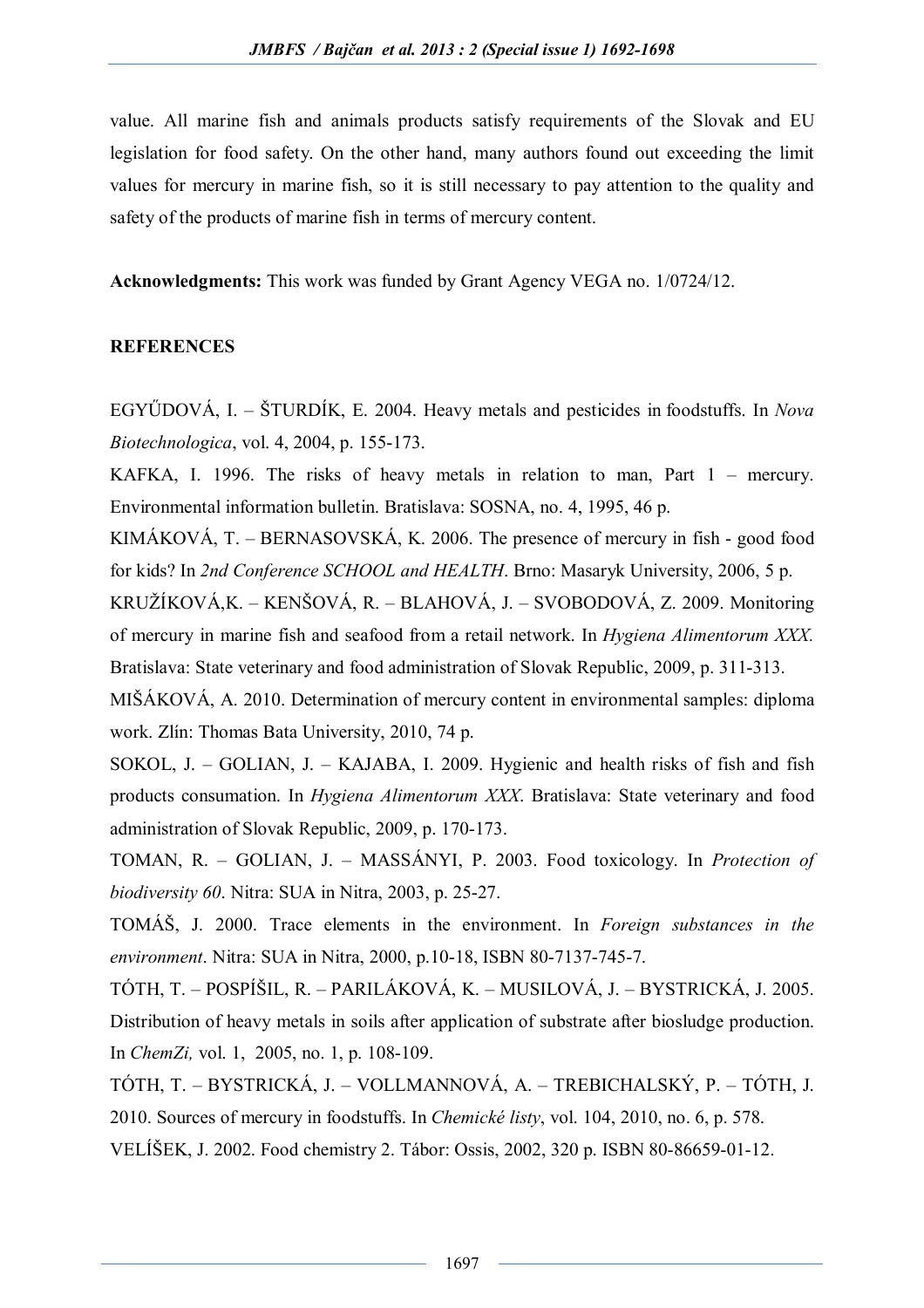value. All marine fish and animals products satisfy requirements of the Slovak and EU legislation for food safety. On the other hand, many authors found out exceeding the limit values for mercury in marine fish, so it is still necessary to pay attention to the quality and safety of the products of marine fish in terms of mercury content.

**Acknowledgments:** This work was funded by Grant Agency VEGA no. 1/0724/12.

## REFERENCES

EGYŰDOVÁ, I. – ŠTURDÍK, E. 2004. Heavy metals and pesticides in foodstuffs. In *Nova Biotechnologica*, vol. 4, 2004, p. 155-173.

KAFKA, I. 1996. The risks of heavy metals in relation to man, Part 1 – mercury. Environmental information bulletin. Bratislava: SOSNA, no. 4, 1995, 46 p.

KIMÁKOVÁ, T. – BERNASOVSKÁ, K. 2006. The presence of mercury in fish - good food for kids? In *2nd Conference SCHOOL and HEALTH*. Brno: Masaryk University, 2006, 5 p.

KRUŽÍKOVÁ,K. – KENŠOVÁ, R. – BLAHOVÁ, J. – SVOBODOVÁ, Z. 2009. Monitoring of mercury in marine fish and seafood from a retail network. In *Hygiena Alimentorum XXX*. Bratislava: State veterinary and food administration of Slovak Republic, 2009, p. 311-313.

MIŠÁKOVÁ, A. 2010. Determination of mercury content in environmental samples: diploma work. Zlín: Thomas Bata University, 2010, 74 p.

SOKOL, J. – GOLIAN, J. – KAJABA, I. 2009. Hygienic and health risks of fish and fish products consumation. In *Hygiena Alimentorum XXX*. Bratislava: State veterinary and food administration of Slovak Republic, 2009, p. 170-173.

TOMAN, R. – GOLIAN, J. – MASSÁNYI, P. 2003. Food toxicology. In *Protection of biodiversity 60*. Nitra: SUA in Nitra, 2003, p. 25-27.

TOMÁŠ, J. 2000. Trace elements in the environment. In *Foreign substances in the environment*. Nitra: SUA in Nitra, 2000, p.10-18, ISBN 80-7137-745-7.

TÓTH, T. – POSPÍŠIL, R. – PARILÁKOVÁ, K. – MUSILOVÁ, J. – BYSTRICKÁ, J. 2005. Distribution of heavy metals in soils after application of substrate after biosludge production. In *ChemZi,* vol. 1, 2005, no. 1, p. 108-109.

TÓTH, T. – BYSTRICKÁ, J. – VOLLMANNOVÁ, A. – TREBICHALSKÝ, P. – TÓTH, J. 2010. Sources of mercury in foodstuffs. In *Chemické listy*, vol. 104, 2010, no. 6, p. 578.

VELÍŠEK, J. 2002. Food chemistry 2. Tábor: Ossis, 2002, 320 p. ISBN 80-86659-01-12.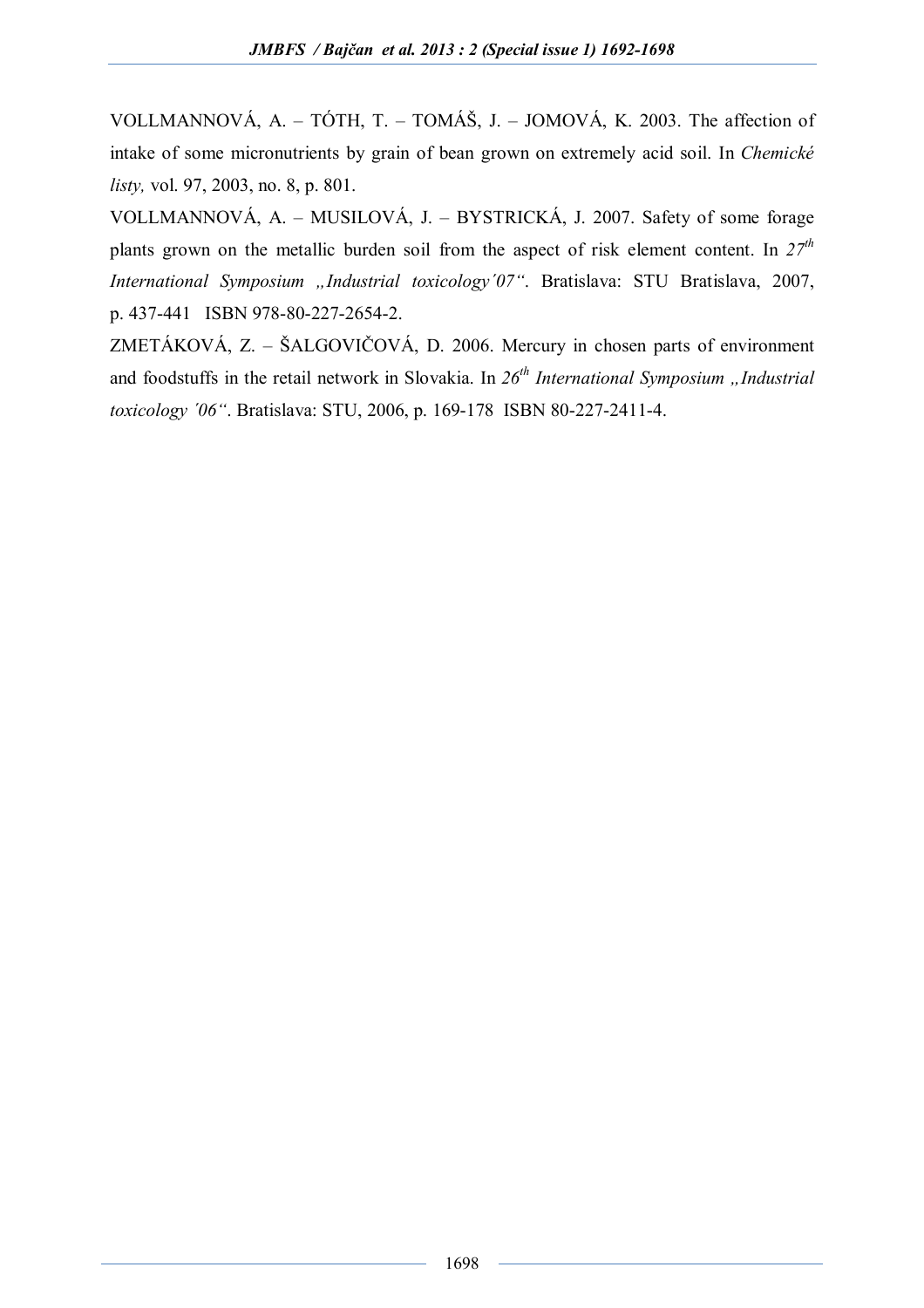VOLLMANNOVÁ, A. – TÓTH, T. – TOMÁŠ, J. – JOMOVÁ, K. 2003. The affection of intake of some micronutrients by grain of bean grown on extremely acid soil. In *Chemické listy,* vol. 97, 2003, no. 8, p. 801.

VOLLMANNOVÁ, A. – MUSILOVÁ, J. – BYSTRICKÁ, J. 2007. Safety of some forage plants grown on the metallic burden soil from the aspect of risk element content. In *27th International Symposium „Industrial toxicology´07“*. Bratislava: STU Bratislava, 2007, p. 437-441 ISBN 978-80-227-2654-2.

ZMETÁKOVÁ, Z. – ŠALGOVIČOVÁ, D. 2006. Mercury in chosen parts of environment and foodstuffs in the retail network in Slovakia. In *26th International Symposium „Industrial toxicology ´06“*. Bratislava: STU, 2006, p. 169-178 ISBN 80-227-2411-4.